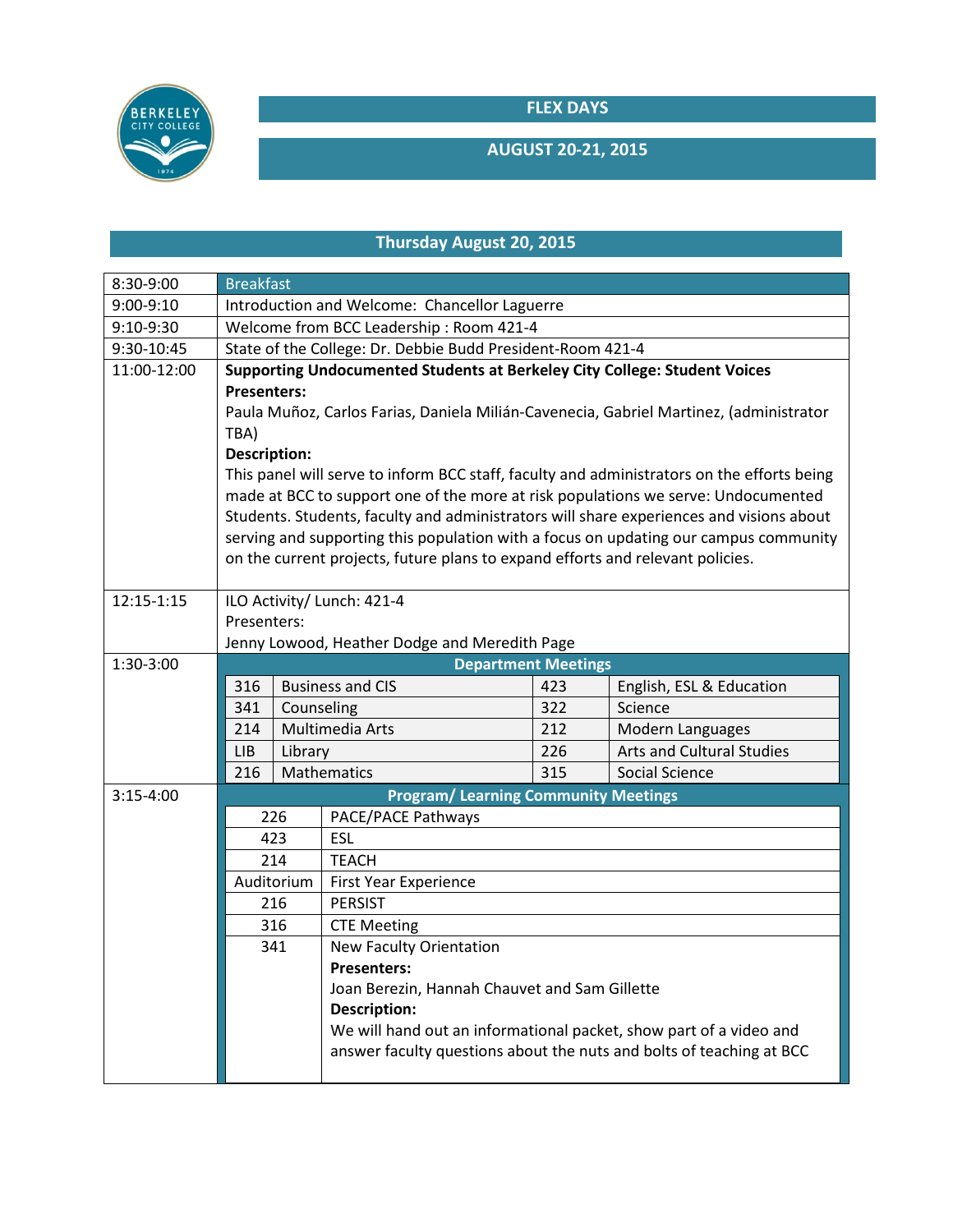# FLEX DAYS

## AUGUST 20-21, 2015

### Thursday August 20, 2015

| | |
|---|---|
| 8:30-9:00 | Breakfast |
| 9:00-9:10 | Introduction and Welcome: Chancellor Laguerre |
| 9:10-9:30 | Welcome from BCC Leadership : Room 421-4 |
| 9:30-10:45 | State of the College: Dr. Debbie Budd President-Room 421-4 |
| 11:00-12:00 | **Supporting Undocumented Students at Berkeley City College: Student Voices** **Presenters:** Paula Muñoz, Carlos Farias, Daniela Milián-Cavenecia, Gabriel Martinez, (administrator TBA) **Description:** This panel will serve to inform BCC staff, faculty and administrators on the efforts being made at BCC to support one of the more at risk populations we serve: Undocumented Students. Students, faculty and administrators will share experiences and visions about serving and supporting this population with a focus on updating our campus community on the current projects, future plans to expand efforts and relevant policies. |
| 12:15-1:15 | ILO Activity/ Lunch: 421-4 Presenters: Jenny Lowood, Heather Dodge and Meredith Page |
| 1:30-3:00 | **Department Meetings** |
| 3:15-4:00 | **Program/ Learning Community Meetings** |

**Department Meetings (1:30-3:00)**

| Room | Department | Room | Department |
|---|---|---|---|
| 316 | Business and CIS | 423 | English, ESL & Education |
| 341 | Counseling | 322 | Science |
| 214 | Multimedia Arts | 212 | Modern Languages |
| LIB | Library | 226 | Arts and Cultural Studies |
| 216 | Mathematics | 315 | Social Science |

**Program/ Learning Community Meetings (3:15-4:00)**

| Room | Program |
|---|---|
| 226 | PACE/PACE Pathways |
| 423 | ESL |
| 214 | TEACH |
| Auditorium | First Year Experience |
| 216 | PERSIST |
| 316 | CTE Meeting |
| 341 | New Faculty Orientation **Presenters:** Joan Berezin, Hannah Chauvet and Sam Gillette **Description:** We will hand out an informational packet, show part of a video and answer faculty questions about the nuts and bolts of teaching at BCC |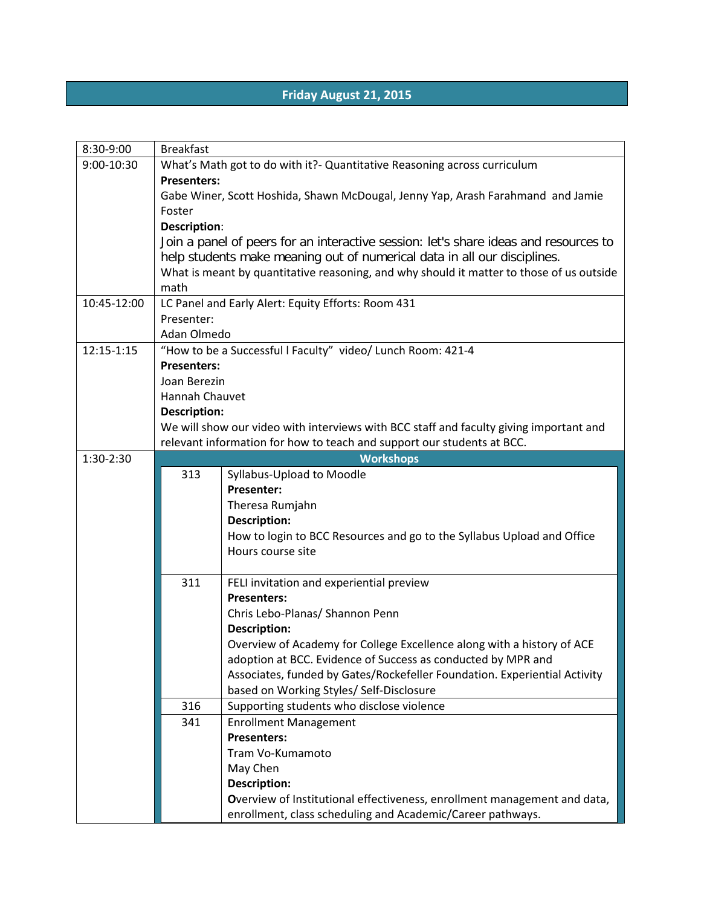## Friday August 21, 2015

| Time | Session |
| --- | --- |
| 8:30-9:00 | Breakfast |
| 9:00-10:30 | What's Math got to do with it?- Quantitative Reasoning across curriculum<br>**Presenters:**<br>Gabe Winer, Scott Hoshida, Shawn McDougal, Jenny Yap, Arash Farahmand and Jamie Foster<br>**Description**:<br>Join a panel of peers for an interactive session: let's share ideas and resources to help students make meaning out of numerical data in all our disciplines.<br>What is meant by quantitative reasoning, and why should it matter to those of us outside math |
| 10:45-12:00 | LC Panel and Early Alert: Equity Efforts: Room 431<br>Presenter:<br>Adan Olmedo |
| 12:15-1:15 | "How to be a Successful l Faculty" video/ Lunch Room: 421-4<br>**Presenters:**<br>Joan Berezin<br>Hannah Chauvet<br>**Description:**<br>We will show our video with interviews with BCC staff and faculty giving important and relevant information for how to teach and support our students at BCC. |
| 1:30-2:30 | **Workshops** |

**Workshops (1:30-2:30)**

| Room | Workshop |
| --- | --- |
| 313 | Syllabus-Upload to Moodle<br>**Presenter:**<br>Theresa Rumjahn<br>**Description:**<br>How to login to BCC Resources and go to the Syllabus Upload and Office Hours course site |
| 311 | FELI invitation and experiential preview<br>**Presenters:**<br>Chris Lebo-Planas/ Shannon Penn<br>**Description:**<br>Overview of Academy for College Excellence along with a history of ACE adoption at BCC. Evidence of Success as conducted by MPR and Associates, funded by Gates/Rockefeller Foundation. Experiential Activity based on Working Styles/ Self-Disclosure |
| 316 | Supporting students who disclose violence |
| 341 | Enrollment Management<br>**Presenters:**<br>Tram Vo-Kumamoto<br>May Chen<br>**Description:**<br>Overview of Institutional effectiveness, enrollment management and data, enrollment, class scheduling and Academic/Career pathways. |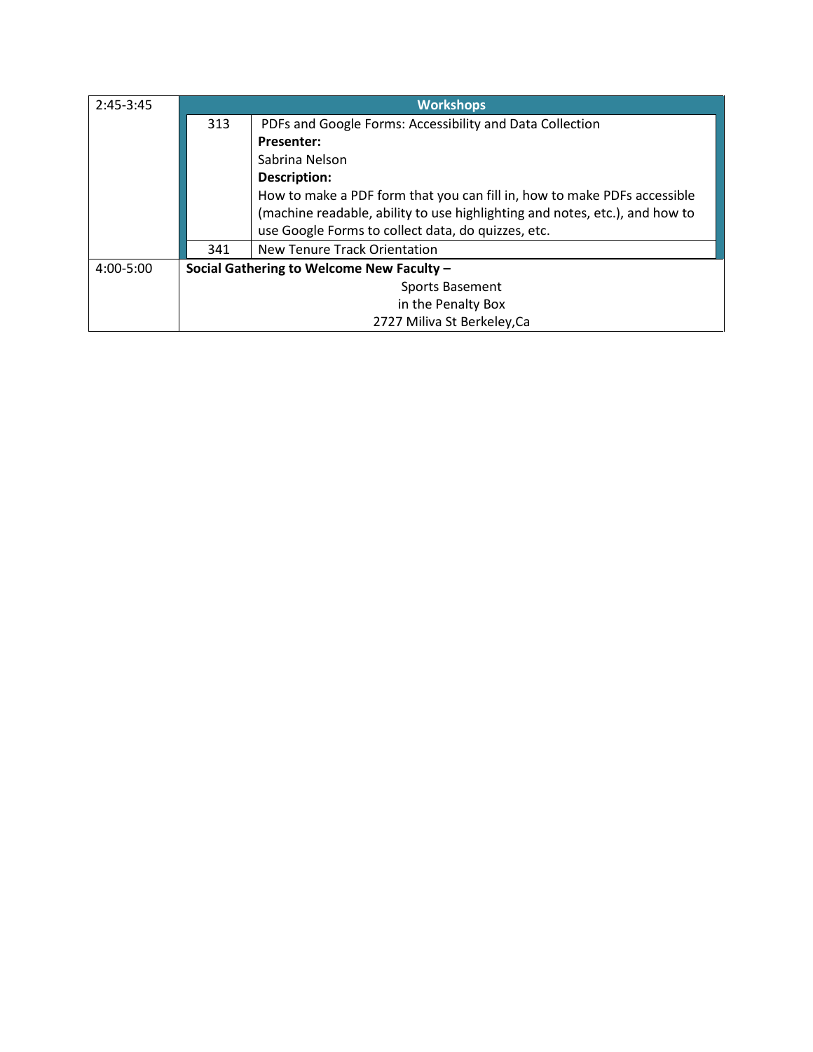| | | | |
|---|---|---|---|
| 2:45-3:45 | **Workshops** | | |
| | 313 | PDFs and Google Forms: Accessibility and Data Collection<br>**Presenter:**<br>Sabrina Nelson<br>**Description:**<br>How to make a PDF form that you can fill in, how to make PDFs accessible (machine readable, ability to use highlighting and notes, etc.), and how to use Google Forms to collect data, do quizzes, etc. | |
| | 341 | New Tenure Track Orientation | |
| 4:00-5:00 | **Social Gathering to Welcome New Faculty –**<br>Sports Basement<br>in the Penalty Box<br>2727 Miliva St Berkeley,Ca | | |